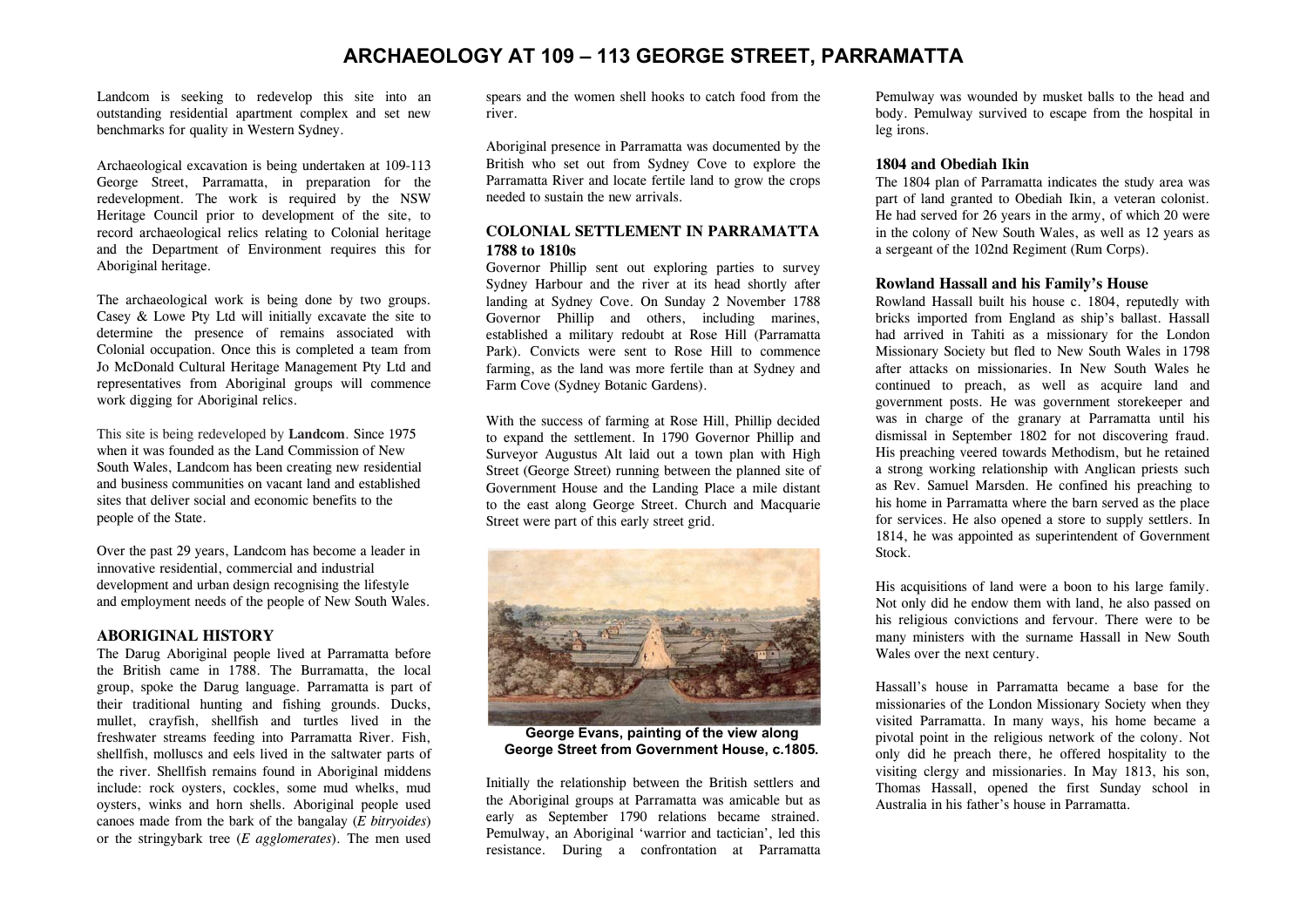# ARCHAEOLOGY AT 109 – 113 GEORGE STREET, PARRAMATTA

Landcom is seeking to redevelop this site into an outstanding residential apartment complex and set new benchmarks for quality in Western Sydney.

Archaeological excavation is being undertaken at 109-113 George Street, Parramatta, in preparation for the redevelopment. The work is required by the NSW Heritage Council prior to development of the site, to record archaeological relics relating to Colonial heritage and the Department of Environment requires this for Aboriginal heritage.

The archaeological work is being done by two groups. Casey & Lowe Pty Ltd will initially excavate the site to determine the presence of remains associated with Colonial occupation. Once this is completed a team from Jo McDonald Cultural Heritage Management Pty Ltd and representatives from Aboriginal groups will commence work digging for Aboriginal relics.

This site is being redeveloped by **Landcom**. Since 1975 when it was founded as the Land Commission of New South Wales, Landcom has been creating new residential and business communities on vacant land and established sites that deliver social and economic benefits to the people of the State.

Over the past 29 years, Landcom has become a leader in innovative residential, commercial and industrial development and urban design recognising the lifestyle and employment needs of the people of New South Wales.

## ABORIGINAL HISTORY

The Darug Aboriginal people lived at Parramatta before the British came in 1788. The Burramatta, the local group, spoke the Darug language. Parramatta is part of their traditional hunting and fishing grounds. Ducks, mullet, crayfish, shellfish and turtles lived in the freshwater streams feeding into Parramatta River. Fish, shellfish, molluscs and eels lived in the saltwater parts of the river. Shellfish remains found in Aboriginal middens include: rock oysters, cockles, some mud whelks, mud oysters, winks and horn shells. Aboriginal people used canoes made from the bark of the bangalay (*E bitryoides*) or the stringybark tree (*E agglomerates*). The men used spears and the women shell hooks to catch food from the river.

Aboriginal presence in Parramatta was documented by the British who set out from Sydney Cove to explore the Parramatta River and locate fertile land to grow the crops needed to sustain the new arrivals.

## COLONIAL SETTLEMENT IN PARRAMATTA 1788 to 1810s

Governor Phillip sent out exploring parties to survey Sydney Harbour and the river at its head shortly after landing at Sydney Cove. On Sunday 2 November 1788 Governor Phillip and others, including marines, established a military redoubt at Rose Hill (Parramatta Park). Convicts were sent to Rose Hill to commence farming, as the land was more fertile than at Sydney and Farm Cove (Sydney Botanic Gardens).

With the success of farming at Rose Hill, Phillip decided to expand the settlement. In 1790 Governor Phillip and Surveyor Augustus Alt laid out a town plan with High Street (George Street) running between the planned site of Government House and the Landing Place a mile distant to the east along George Street. Church and Macquarie Street were part of this early street grid.

**George Evans, painting of the view along George Street from Government House, c.1805.**

Initially the relationship between the British settlers and the Aboriginal groups at Parramatta was amicable but as early as September 1790 relations became strained. Pemulway, an Aboriginal 'warrior and tactician', led this resistance. During a confrontation at Parramatta Pemulway was wounded by musket balls to the head and body. Pemulway survived to escape from the hospital in leg irons.

### 1804 and Obediah Ikin

The 1804 plan of Parramatta indicates the study area was part of land granted to Obediah Ikin, a veteran colonist. He had served for 26 years in the army, of which 20 were in the colony of New South Wales, as well as 12 years as a sergeant of the 102nd Regiment (Rum Corps).

### Rowland Hassall and his Family's House

Rowland Hassall built his house c. 1804, reputedly with bricks imported from England as ship's ballast. Hassall had arrived in Tahiti as a missionary for the London Missionary Society but fled to New South Wales in 1798 after attacks on missionaries. In New South Wales he continued to preach, as well as acquire land and government posts. He was government storekeeper and was in charge of the granary at Parramatta until his dismissal in September 1802 for not discovering fraud. His preaching veered towards Methodism, but he retained a strong working relationship with Anglican priests such as Rev. Samuel Marsden. He confined his preaching to his home in Parramatta where the barn served as the place for services. He also opened a store to supply settlers. In 1814, he was appointed as superintendent of Government Stock.

His acquisitions of land were a boon to his large family. Not only did he endow them with land, he also passed on his religious convictions and fervour. There were to be many ministers with the surname Hassall in New South Wales over the next century.

Hassall's house in Parramatta became a base for the missionaries of the London Missionary Society when they visited Parramatta. In many ways, his home became a pivotal point in the religious network of the colony. Not only did he preach there, he offered hospitality to the visiting clergy and missionaries. In May 1813, his son, Thomas Hassall, opened the first Sunday school in Australia in his father's house in Parramatta.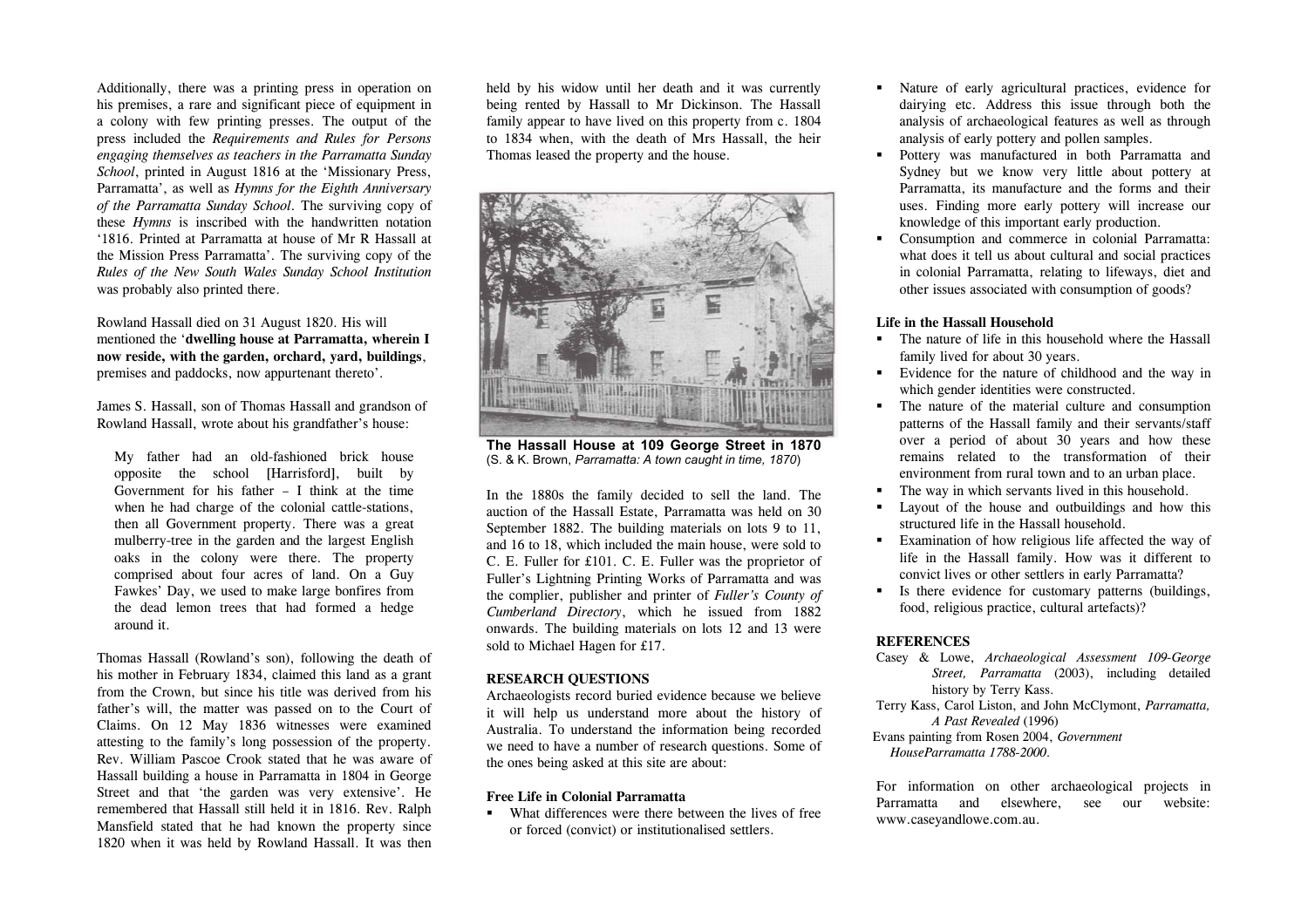Additionally, there was a printing press in operation on his premises, a rare and significant piece of equipment in a colony with few printing presses. The output of the press included the *Requirements and Rules for Persons engaging themselves as teachers in the Parramatta Sunday School*, printed in August 1816 at the 'Missionary Press, Parramatta', as well as *Hymns for the Eighth Anniversary of the Parramatta Sunday School*. The surviving copy of these *Hymns* is inscribed with the handwritten notation '1816. Printed at Parramatta at house of Mr R Hassall at the Mission Press Parramatta'. The surviving copy of the *Rules of the New South Wales Sunday School Institution* was probably also printed there.

Rowland Hassall died on 31 August 1820. His will mentioned the '**dwelling house at Parramatta, wherein I now reside, with the garden, orchard, yard, buildings**, premises and paddocks, now appurtenant thereto'.

James S. Hassall, son of Thomas Hassall and grandson of Rowland Hassall, wrote about his grandfather's house:

> My father had an old-fashioned brick house opposite the school [Harrisford], built by Government for his father – I think at the time when he had charge of the colonial cattle-stations, then all Government property. There was a great mulberry-tree in the garden and the largest English oaks in the colony were there. The property comprised about four acres of land. On a Guy Fawkes' Day, we used to make large bonfires from the dead lemon trees that had formed a hedge around it.

Thomas Hassall (Rowland's son), following the death of his mother in February 1834, claimed this land as a grant from the Crown, but since his title was derived from his father's will, the matter was passed on to the Court of Claims. On 12 May 1836 witnesses were examined attesting to the family's long possession of the property. Rev. William Pascoe Crook stated that he was aware of Hassall building a house in Parramatta in 1804 in George Street and that 'the garden was very extensive'. He remembered that Hassall still held it in 1816. Rev. Ralph Mansfield stated that he had known the property since 1820 when it was held by Rowland Hassall. It was then held by his widow until her death and it was currently being rented by Hassall to Mr Dickinson. The Hassall family appear to have lived on this property from c. 1804 to 1834 when, with the death of Mrs Hassall, the heir Thomas leased the property and the house.

**The Hassall House at 109 George Street in 1870**
(S. & K. Brown, *Parramatta: A town caught in time, 1870*)

In the 1880s the family decided to sell the land. The auction of the Hassall Estate, Parramatta was held on 30 September 1882. The building materials on lots 9 to 11, and 16 to 18, which included the main house, were sold to C. E. Fuller for £101. C. E. Fuller was the proprietor of Fuller's Lightning Printing Works of Parramatta and was the complier, publisher and printer of *Fuller's County of Cumberland Directory*, which he issued from 1882 onwards. The building materials on lots 12 and 13 were sold to Michael Hagen for £17.

## RESEARCH QUESTIONS

Archaeologists record buried evidence because we believe it will help us understand more about the history of Australia. To understand the information being recorded we need to have a number of research questions. Some of the ones being asked at this site are about:

### Free Life in Colonial Parramatta

- What differences were there between the lives of free or forced (convict) or institutionalised settlers.
- Nature of early agricultural practices, evidence for dairying etc. Address this issue through both the analysis of archaeological features as well as through analysis of early pottery and pollen samples.
- Pottery was manufactured in both Parramatta and Sydney but we know very little about pottery at Parramatta, its manufacture and the forms and their uses. Finding more early pottery will increase our knowledge of this important early production.
- Consumption and commerce in colonial Parramatta: what does it tell us about cultural and social practices in colonial Parramatta, relating to lifeways, diet and other issues associated with consumption of goods?

### Life in the Hassall Household

- The nature of life in this household where the Hassall family lived for about 30 years.
- Evidence for the nature of childhood and the way in which gender identities were constructed.
- The nature of the material culture and consumption patterns of the Hassall family and their servants/staff over a period of about 30 years and how these remains related to the transformation of their environment from rural town and to an urban place.
- The way in which servants lived in this household.
- Layout of the house and outbuildings and how this structured life in the Hassall household.
- Examination of how religious life affected the way of life in the Hassall family. How was it different to convict lives or other settlers in early Parramatta?
- Is there evidence for customary patterns (buildings, food, religious practice, cultural artefacts)?

## REFERENCES

Casey & Lowe, *Archaeological Assessment 109-George Street, Parramatta* (2003), including detailed history by Terry Kass.

Terry Kass, Carol Liston, and John McClymont, *Parramatta, A Past Revealed* (1996)

Evans painting from Rosen 2004, *Government HouseParramatta 1788-2000*.

For information on other archaeological projects in Parramatta and elsewhere, see our website: www.caseyandlowe.com.au.